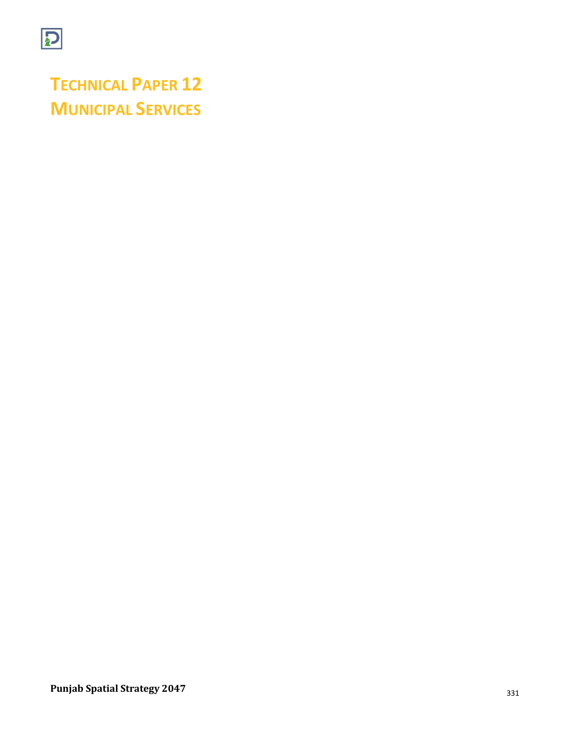# TECHNICAL PAPER 12
# MUNICIPAL SERVICES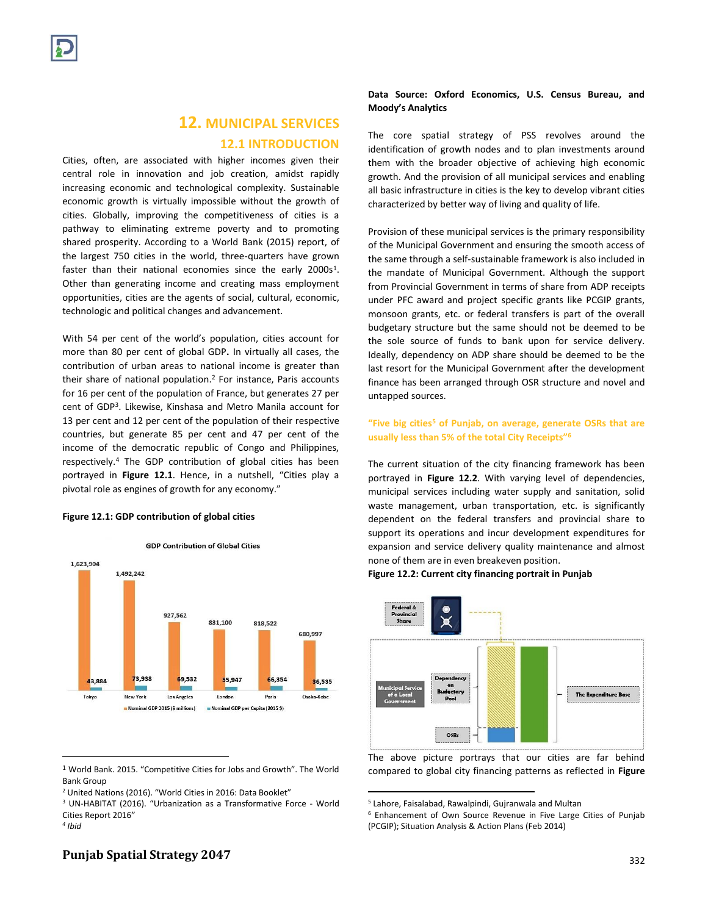# 12. MUNICIPAL SERVICES

## 12.1 INTRODUCTION

Cities, often, are associated with higher incomes given their central role in innovation and job creation, amidst rapidly increasing economic and technological complexity. Sustainable economic growth is virtually impossible without the growth of cities. Globally, improving the competitiveness of cities is a pathway to eliminating extreme poverty and to promoting shared prosperity. According to a World Bank (2015) report, of the largest 750 cities in the world, three-quarters have grown faster than their national economies since the early 2000s[1]. Other than generating income and creating mass employment opportunities, cities are the agents of social, cultural, economic, technologic and political changes and advancement.

With 54 per cent of the world's population, cities account for more than 80 per cent of global GDP**.** In virtually all cases, the contribution of urban areas to national income is greater than their share of national population.[2] For instance, Paris accounts for 16 per cent of the population of France, but generates 27 per cent of GDP[3]. Likewise, Kinshasa and Metro Manila account for 13 per cent and 12 per cent of the population of their respective countries, but generate 85 per cent and 47 per cent of the income of the democratic republic of Congo and Philippines, respectively.[4] The GDP contribution of global cities has been portrayed in **Figure 12.1**. Hence, in a nutshell, "Cities play a pivotal role as engines of growth for any economy."

**Figure 12.1: GDP contribution of global cities**

GDP Contribution of Global Cities

| City | Nominal GDP 2015 ($ millions) | Nominal GDP per Capita (2015 $) |
|---|---|---|
| Tokyo | 1,623,904 | 43,884 |
| New York | 1,492,242 | 73,938 |
| Los Angeles | 927,562 | 69,532 |
| London | 831,100 | 55,947 |
| Paris | 818,522 | 66,354 |
| Osaka-Kobe | 680,997 | 36,535 |

**Data Source: Oxford Economics, U.S. Census Bureau, and Moody's Analytics**

The core spatial strategy of PSS revolves around the identification of growth nodes and to plan investments around them with the broader objective of achieving high economic growth. And the provision of all municipal services and enabling all basic infrastructure in cities is the key to develop vibrant cities characterized by better way of living and quality of life.

Provision of these municipal services is the primary responsibility of the Municipal Government and ensuring the smooth access of the same through a self-sustainable framework is also included in the mandate of Municipal Government. Although the support from Provincial Government in terms of share from ADP receipts under PFC award and project specific grants like PCGIP grants, monsoon grants, etc. or federal transfers is part of the overall budgetary structure but the same should not be deemed to be the sole source of funds to bank upon for service delivery. Ideally, dependency on ADP share should be deemed to be the last resort for the Municipal Government after the development finance has been arranged through OSR structure and novel and untapped sources.

"Five big cities[5] of Punjab, on average, generate OSRs that are usually less than 5% of the total City Receipts"[6]

The current situation of the city financing framework has been portrayed in **Figure 12.2**. With varying level of dependencies, municipal services including water supply and sanitation, solid waste management, urban transportation, etc. is significantly dependent on the federal transfers and provincial share to support its operations and incur development expenditures for expansion and service delivery quality maintenance and almost none of them are in even breakeven position.

**Figure 12.2: Current city financing portrait in Punjab**

Federal & Provincial Share; Municipal Service of a Local Government; Dependency on Budgetary Pool; OSRs; The Expenditure Base

The above picture portrays that our cities are far behind compared to global city financing patterns as reflected in **Figure**

---

[1] World Bank. 2015. "Competitive Cities for Jobs and Growth". The World Bank Group

[2] United Nations (2016). "World Cities in 2016: Data Booklet"

[3] UN-HABITAT (2016). "Urbanization as a Transformative Force - World Cities Report 2016"

[4] *Ibid*

[5] Lahore, Faisalabad, Rawalpindi, Gujranwala and Multan

[6] Enhancement of Own Source Revenue in Five Large Cities of Punjab (PCGIP); Situation Analysis & Action Plans (Feb 2014)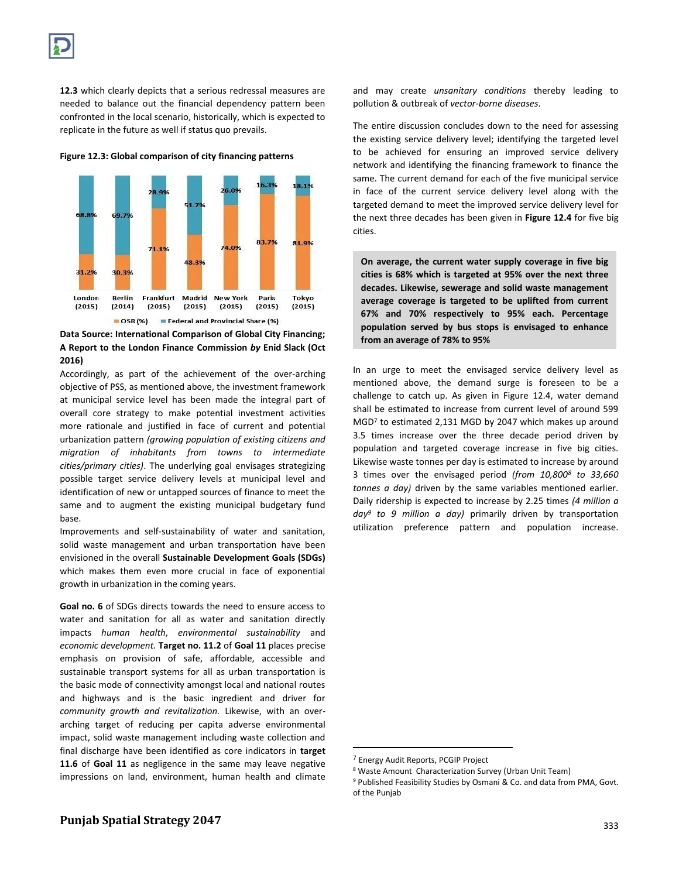**12.3** which clearly depicts that a serious redressal measures are needed to balance out the financial dependency pattern been confronted in the local scenario, historically, which is expected to replicate in the future as well if status quo prevails.

**Figure 12.3: Global comparison of city financing patterns**

| City | OSR (%) | Federal and Provincial Share (%) |
|---|---|---|
| London (2015) | 31.2% | 68.8% |
| Berlin (2014) | 30.3% | 69.7% |
| Frankfurt (2015) | 71.1% | 28.9% |
| Madrid (2015) | 48.3% | 51.7% |
| New York (2015) | 74.0% | 26.0% |
| Paris (2015) | 83.7% | 16.3% |
| Tokyo (2015) | 81.9% | 18.1% |

**Data Source: International Comparison of Global City Financing; A Report to the London Finance Commission *by* Enid Slack (Oct 2016)**

Accordingly, as part of the achievement of the over-arching objective of PSS, as mentioned above, the investment framework at municipal service level has been made the integral part of overall core strategy to make potential investment activities more rationale and justified in face of current and potential urbanization pattern *(growing population of existing citizens and migration of inhabitants from towns to intermediate cities/primary cities)*. The underlying goal envisages strategizing possible target service delivery levels at municipal level and identification of new or untapped sources of finance to meet the same and to augment the existing municipal budgetary fund base.

Improvements and self-sustainability of water and sanitation, solid waste management and urban transportation have been envisioned in the overall **Sustainable Development Goals (SDGs)** which makes them even more crucial in face of exponential growth in urbanization in the coming years.

**Goal no. 6** of SDGs directs towards the need to ensure access to water and sanitation for all as water and sanitation directly impacts *human health*, *environmental sustainability* and *economic development.* **Target no. 11.2** of **Goal 11** places precise emphasis on provision of safe, affordable, accessible and sustainable transport systems for all as urban transportation is the basic mode of connectivity amongst local and national routes and highways and is the basic ingredient and driver for *community growth and revitalization.* Likewise, with an over-arching target of reducing per capita adverse environmental impact, solid waste management including waste collection and final discharge have been identified as core indicators in **target 11.6** of **Goal 11** as negligence in the same may leave negative impressions on land, environment, human health and climate and may create *unsanitary conditions* thereby leading to pollution & outbreak of *vector-borne diseases*.

The entire discussion concludes down to the need for assessing the existing service delivery level; identifying the targeted level to be achieved for ensuring an improved service delivery network and identifying the financing framework to finance the same. The current demand for each of the five municipal service in face of the current service delivery level along with the targeted demand to meet the improved service delivery level for the next three decades has been given in **Figure 12.4** for five big cities.

> **On average, the current water supply coverage in five big cities is 68% which is targeted at 95% over the next three decades. Likewise, sewerage and solid waste management average coverage is targeted to be uplifted from current 67% and 70% respectively to 95% each. Percentage population served by bus stops is envisaged to enhance from an average of 78% to 95%**

In an urge to meet the envisaged service delivery level as mentioned above, the demand surge is foreseen to be a challenge to catch up. As given in Figure 12.4, water demand shall be estimated to increase from current level of around 599 MGD[7] to estimated 2,131 MGD by 2047 which makes up around 3.5 times increase over the three decade period driven by population and targeted coverage increase in five big cities. Likewise waste tonnes per day is estimated to increase by around 3 times over the envisaged period *(from 10,800[8] to 33,660 tonnes a day)* driven by the same variables mentioned earlier. Daily ridership is expected to increase by 2.25 times *(4 million a day[9] to 9 million a day)* primarily driven by transportation utilization preference pattern and population increase.

[7] Energy Audit Reports, PCGIP Project

[8] Waste Amount Characterization Survey (Urban Unit Team)

[9] Published Feasibility Studies by Osmani & Co. and data from PMA, Govt. of the Punjab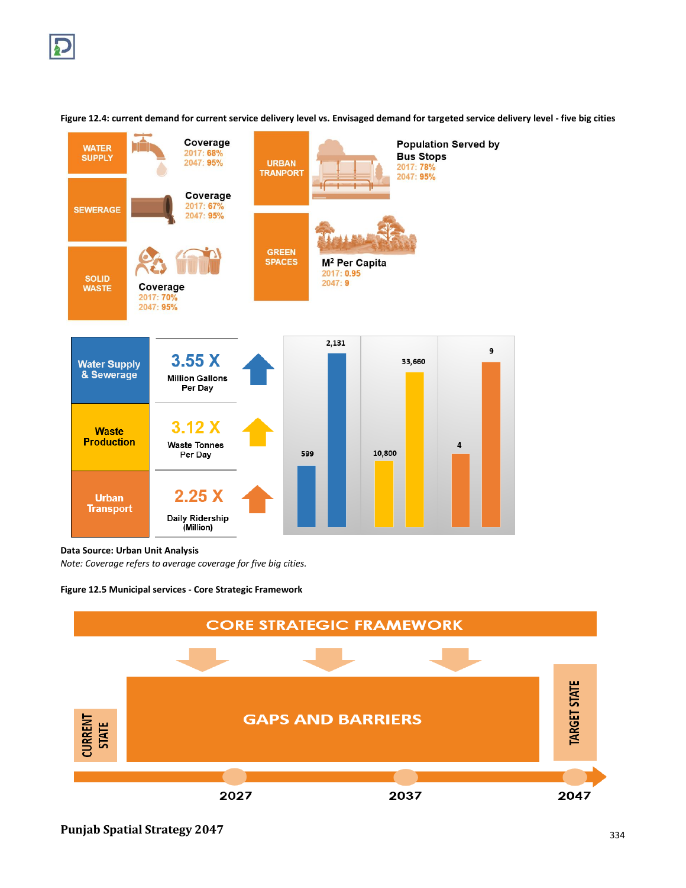**Figure 12.4: current demand for current service delivery level vs. Envisaged demand for targeted service delivery level - five big cities**

| Service | Indicator | 2017 | 2047 |
|---|---|---|---|
| WATER SUPPLY | Coverage | 68% | 95% |
| SEWERAGE | Coverage | 67% | 95% |
| SOLID WASTE | Coverage | 70% | 95% |
| URBAN TRANPORT | Population Served by Bus Stops | 78% | 95% |
| GREEN SPACES | $M^2$ Per Capita | 0.95 | 9 |

| Sector | Increase | Unit | Current | Envisaged |
|---|---|---|---|---|
| Water Supply & Sewerage | 3.55 X | Million Gallons Per Day | 599 | 2,131 |
| Waste Production | 3.12 X | Waste Tonnes Per Day | 10,800 | 33,660 |
| Urban Transport | 2.25 X | Daily Ridership (Million) | 4 | 9 |

**Data Source: Urban Unit Analysis**

*Note: Coverage refers to average coverage for five big cities.*

**Figure 12.5 Municipal services - Core Strategic Framework**

CORE STRATEGIC FRAMEWORK

CURRENT STATE — GAPS AND BARRIERS — TARGET STATE

2027 — 2037 — 2047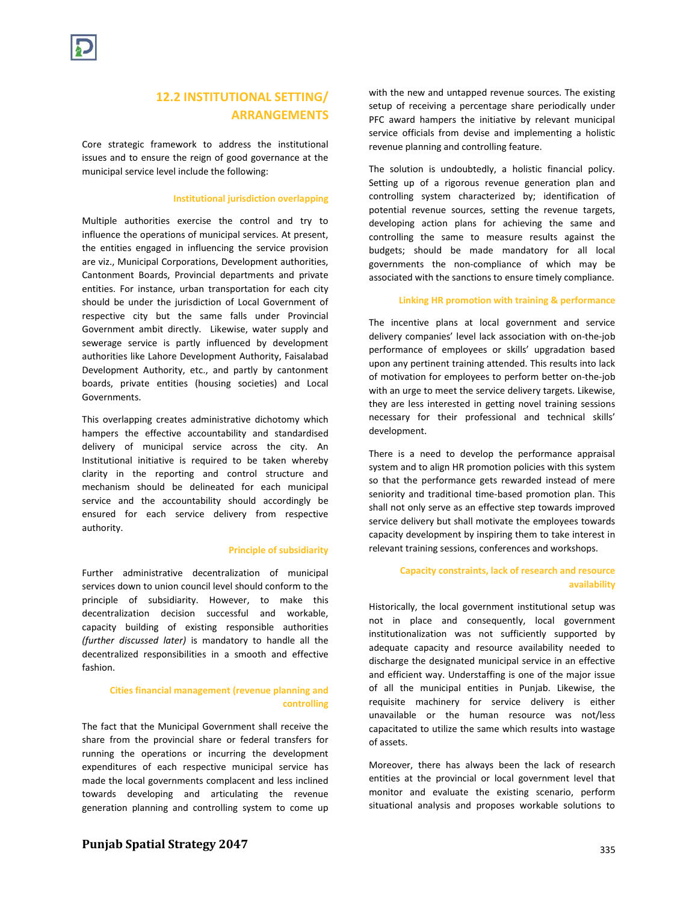## 12.2 INSTITUTIONAL SETTING/ ARRANGEMENTS

Core strategic framework to address the institutional issues and to ensure the reign of good governance at the municipal service level include the following:

### Institutional jurisdiction overlapping

Multiple authorities exercise the control and try to influence the operations of municipal services. At present, the entities engaged in influencing the service provision are viz., Municipal Corporations, Development authorities, Cantonment Boards, Provincial departments and private entities. For instance, urban transportation for each city should be under the jurisdiction of Local Government of respective city but the same falls under Provincial Government ambit directly. Likewise, water supply and sewerage service is partly influenced by development authorities like Lahore Development Authority, Faisalabad Development Authority, etc., and partly by cantonment boards, private entities (housing societies) and Local Governments.

This overlapping creates administrative dichotomy which hampers the effective accountability and standardised delivery of municipal service across the city. An Institutional initiative is required to be taken whereby clarity in the reporting and control structure and mechanism should be delineated for each municipal service and the accountability should accordingly be ensured for each service delivery from respective authority.

### Principle of subsidiarity

Further administrative decentralization of municipal services down to union council level should conform to the principle of subsidiarity. However, to make this decentralization decision successful and workable, capacity building of existing responsible authorities *(further discussed later)* is mandatory to handle all the decentralized responsibilities in a smooth and effective fashion.

### Cities financial management (revenue planning and controlling

The fact that the Municipal Government shall receive the share from the provincial share or federal transfers for running the operations or incurring the development expenditures of each respective municipal service has made the local governments complacent and less inclined towards developing and articulating the revenue generation planning and controlling system to come up with the new and untapped revenue sources. The existing setup of receiving a percentage share periodically under PFC award hampers the initiative by relevant municipal service officials from devise and implementing a holistic revenue planning and controlling feature.

The solution is undoubtedly, a holistic financial policy. Setting up of a rigorous revenue generation plan and controlling system characterized by; identification of potential revenue sources, setting the revenue targets, developing action plans for achieving the same and controlling the same to measure results against the budgets; should be made mandatory for all local governments the non-compliance of which may be associated with the sanctions to ensure timely compliance.

### Linking HR promotion with training & performance

The incentive plans at local government and service delivery companies' level lack association with on-the-job performance of employees or skills' upgradation based upon any pertinent training attended. This results into lack of motivation for employees to perform better on-the-job with an urge to meet the service delivery targets. Likewise, they are less interested in getting novel training sessions necessary for their professional and technical skills' development.

There is a need to develop the performance appraisal system and to align HR promotion policies with this system so that the performance gets rewarded instead of mere seniority and traditional time-based promotion plan. This shall not only serve as an effective step towards improved service delivery but shall motivate the employees towards capacity development by inspiring them to take interest in relevant training sessions, conferences and workshops.

### Capacity constraints, lack of research and resource availability

Historically, the local government institutional setup was not in place and consequently, local government institutionalization was not sufficiently supported by adequate capacity and resource availability needed to discharge the designated municipal service in an effective and efficient way. Understaffing is one of the major issue of all the municipal entities in Punjab. Likewise, the requisite machinery for service delivery is either unavailable or the human resource was not/less capacitated to utilize the same which results into wastage of assets.

Moreover, there has always been the lack of research entities at the provincial or local government level that monitor and evaluate the existing scenario, perform situational analysis and proposes workable solutions to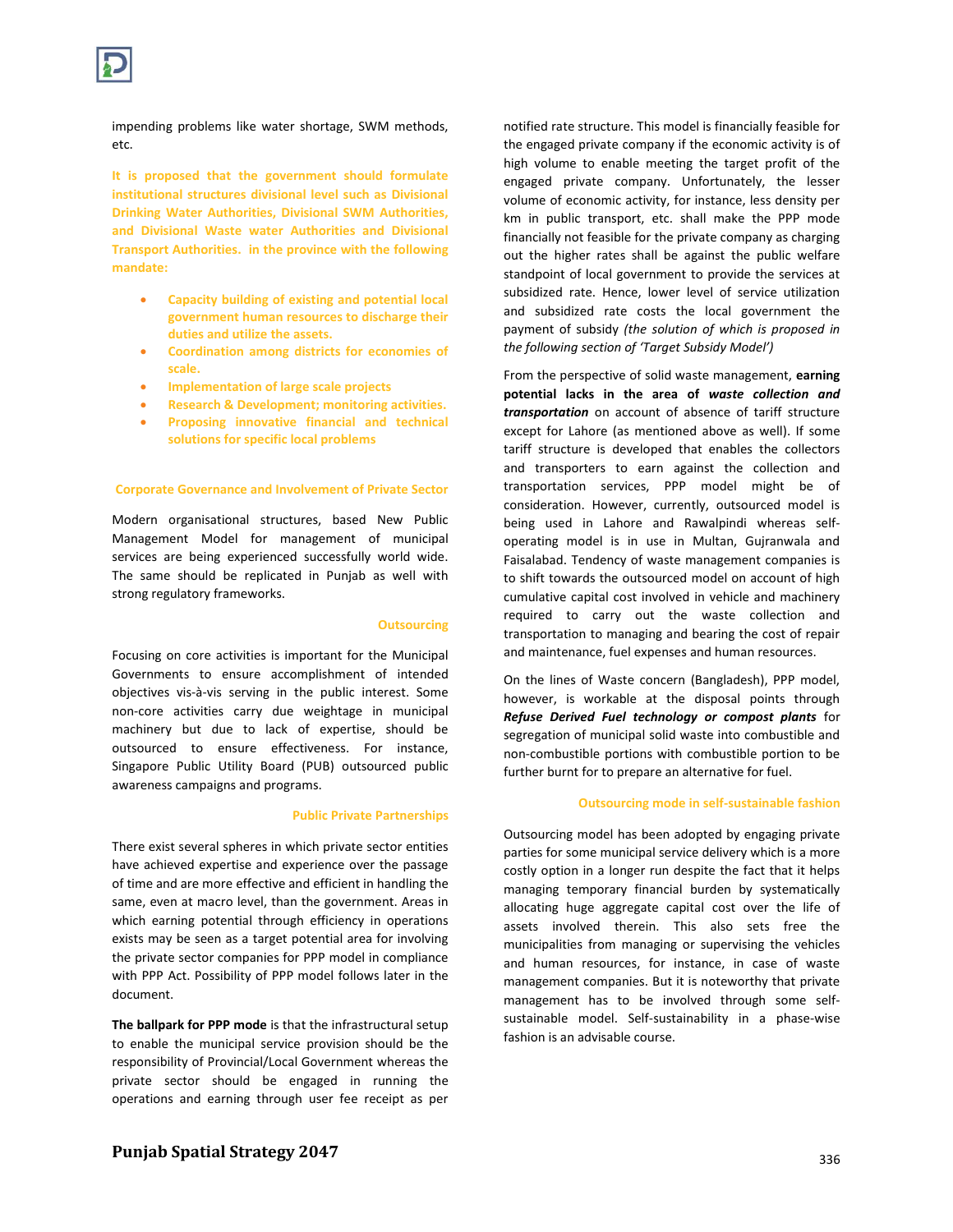impending problems like water shortage, SWM methods, etc.

**It is proposed that the government should formulate institutional structures divisional level such as Divisional Drinking Water Authorities, Divisional SWM Authorities, and Divisional Waste water Authorities and Divisional Transport Authorities. in the province with the following mandate:**

- **Capacity building of existing and potential local government human resources to discharge their duties and utilize the assets.**
- **Coordination among districts for economies of scale.**
- **Implementation of large scale projects**
- **Research & Development; monitoring activities.**
- **Proposing innovative financial and technical solutions for specific local problems**

## Corporate Governance and Involvement of Private Sector

Modern organisational structures, based New Public Management Model for management of municipal services are being experienced successfully world wide. The same should be replicated in Punjab as well with strong regulatory frameworks.

### Outsourcing

Focusing on core activities is important for the Municipal Governments to ensure accomplishment of intended objectives vis-à-vis serving in the public interest. Some non-core activities carry due weightage in municipal machinery but due to lack of expertise, should be outsourced to ensure effectiveness. For instance, Singapore Public Utility Board (PUB) outsourced public awareness campaigns and programs.

### Public Private Partnerships

There exist several spheres in which private sector entities have achieved expertise and experience over the passage of time and are more effective and efficient in handling the same, even at macro level, than the government. Areas in which earning potential through efficiency in operations exists may be seen as a target potential area for involving the private sector companies for PPP model in compliance with PPP Act. Possibility of PPP model follows later in the document.

**The ballpark for PPP mode** is that the infrastructural setup to enable the municipal service provision should be the responsibility of Provincial/Local Government whereas the private sector should be engaged in running the operations and earning through user fee receipt as per notified rate structure. This model is financially feasible for the engaged private company if the economic activity is of high volume to enable meeting the target profit of the engaged private company. Unfortunately, the lesser volume of economic activity, for instance, less density per km in public transport, etc. shall make the PPP mode financially not feasible for the private company as charging out the higher rates shall be against the public welfare standpoint of local government to provide the services at subsidized rate. Hence, lower level of service utilization and subsidized rate costs the local government the payment of subsidy *(the solution of which is proposed in the following section of 'Target Subsidy Model')*

From the perspective of solid waste management, **earning potential lacks in the area of *waste collection and transportation*** on account of absence of tariff structure except for Lahore (as mentioned above as well). If some tariff structure is developed that enables the collectors and transporters to earn against the collection and transportation services, PPP model might be of consideration. However, currently, outsourced model is being used in Lahore and Rawalpindi whereas self-operating model is in use in Multan, Gujranwala and Faisalabad. Tendency of waste management companies is to shift towards the outsourced model on account of high cumulative capital cost involved in vehicle and machinery required to carry out the waste collection and transportation to managing and bearing the cost of repair and maintenance, fuel expenses and human resources.

On the lines of Waste concern (Bangladesh), PPP model, however, is workable at the disposal points through ***Refuse Derived Fuel technology or compost plants*** for segregation of municipal solid waste into combustible and non-combustible portions with combustible portion to be further burnt for to prepare an alternative for fuel.

### Outsourcing mode in self-sustainable fashion

Outsourcing model has been adopted by engaging private parties for some municipal service delivery which is a more costly option in a longer run despite the fact that it helps managing temporary financial burden by systematically allocating huge aggregate capital cost over the life of assets involved therein. This also sets free the municipalities from managing or supervising the vehicles and human resources, for instance, in case of waste management companies. But it is noteworthy that private management has to be involved through some self-sustainable model. Self-sustainability in a phase-wise fashion is an advisable course.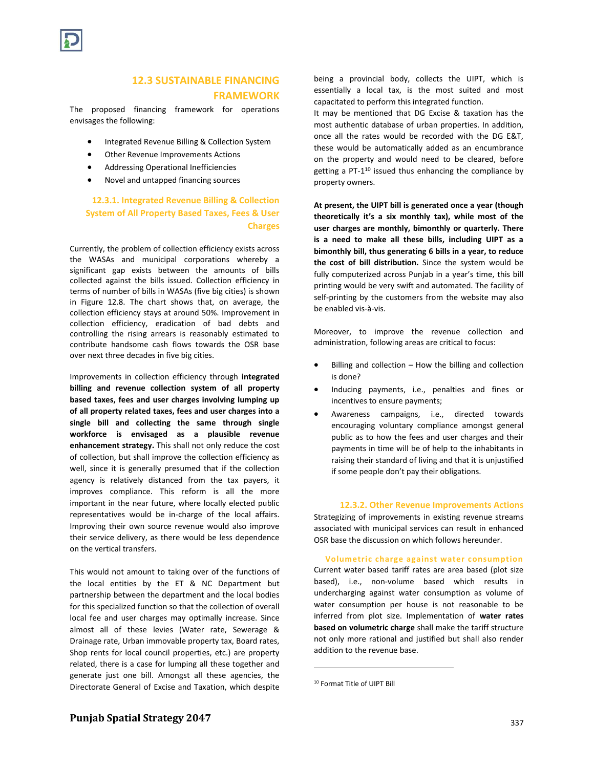## 12.3 SUSTAINABLE FINANCING FRAMEWORK

The proposed financing framework for operations envisages the following:

- Integrated Revenue Billing & Collection System
- Other Revenue Improvements Actions
- Addressing Operational Inefficiencies
- Novel and untapped financing sources

### 12.3.1. Integrated Revenue Billing & Collection System of All Property Based Taxes, Fees & User Charges

Currently, the problem of collection efficiency exists across the WASAs and municipal corporations whereby a significant gap exists between the amounts of bills collected against the bills issued. Collection efficiency in terms of number of bills in WASAs (five big cities) is shown in Figure 12.8. The chart shows that, on average, the collection efficiency stays at around 50%. Improvement in collection efficiency, eradication of bad debts and controlling the rising arrears is reasonably estimated to contribute handsome cash flows towards the OSR base over next three decades in five big cities.

Improvements in collection efficiency through **integrated billing and revenue collection system of all property based taxes, fees and user charges involving lumping up of all property related taxes, fees and user charges into a single bill and collecting the same through single workforce is envisaged as a plausible revenue enhancement strategy.** This shall not only reduce the cost of collection, but shall improve the collection efficiency as well, since it is generally presumed that if the collection agency is relatively distanced from the tax payers, it improves compliance. This reform is all the more important in the near future, where locally elected public representatives would be in-charge of the local affairs. Improving their own source revenue would also improve their service delivery, as there would be less dependence on the vertical transfers.

This would not amount to taking over of the functions of the local entities by the ET & NC Department but partnership between the department and the local bodies for this specialized function so that the collection of overall local fee and user charges may optimally increase. Since almost all of these levies (Water rate, Sewerage & Drainage rate, Urban immovable property tax, Board rates, Shop rents for local council properties, etc.) are property related, there is a case for lumping all these together and generate just one bill. Amongst all these agencies, the Directorate General of Excise and Taxation, which despite being a provincial body, collects the UIPT, which is essentially a local tax, is the most suited and most capacitated to perform this integrated function.

It may be mentioned that DG Excise & taxation has the most authentic database of urban properties. In addition, once all the rates would be recorded with the DG E&T, these would be automatically added as an encumbrance on the property and would need to be cleared, before getting a PT-1[10] issued thus enhancing the compliance by property owners.

**At present, the UIPT bill is generated once a year (though theoretically it's a six monthly tax), while most of the user charges are monthly, bimonthly or quarterly. There is a need to make all these bills, including UIPT as a bimonthly bill, thus generating 6 bills in a year, to reduce the cost of bill distribution.** Since the system would be fully computerized across Punjab in a year's time, this bill printing would be very swift and automated. The facility of self-printing by the customers from the website may also be enabled vis-à-vis.

Moreover, to improve the revenue collection and administration, following areas are critical to focus:

- Billing and collection – How the billing and collection is done?
- Inducing payments, i.e., penalties and fines or incentives to ensure payments;
- Awareness campaigns, i.e., directed towards encouraging voluntary compliance amongst general public as to how the fees and user charges and their payments in time will be of help to the inhabitants in raising their standard of living and that it is unjustified if some people don't pay their obligations.

### 12.3.2. Other Revenue Improvements Actions

Strategizing of improvements in existing revenue streams associated with municipal services can result in enhanced OSR base the discussion on which follows hereunder.

#### Volumetric charge against water consumption

Current water based tariff rates are area based (plot size based), i.e., non-volume based which results in undercharging against water consumption as volume of water consumption per house is not reasonable to be inferred from plot size. Implementation of **water rates based on volumetric charge** shall make the tariff structure not only more rational and justified but shall also render addition to the revenue base.

---

[10] Format Title of UIPT Bill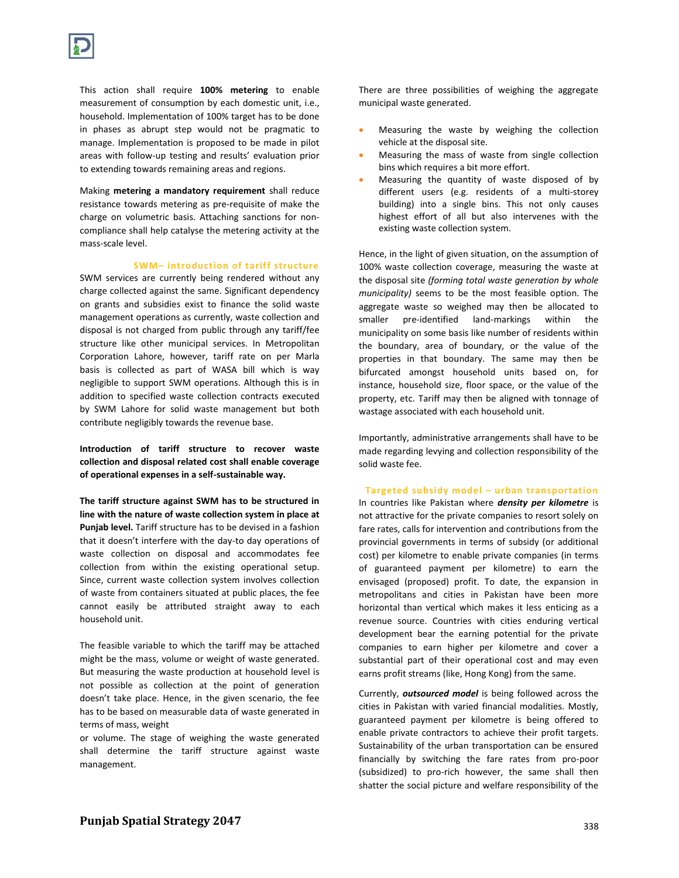This action shall require **100% metering** to enable measurement of consumption by each domestic unit, i.e., household. Implementation of 100% target has to be done in phases as abrupt step would not be pragmatic to manage. Implementation is proposed to be made in pilot areas with follow-up testing and results' evaluation prior to extending towards remaining areas and regions.

Making **metering a mandatory requirement** shall reduce resistance towards metering as pre-requisite of make the charge on volumetric basis. Attaching sanctions for non-compliance shall help catalyse the metering activity at the mass-scale level.

### SWM– introduction of tariff structure

SWM services are currently being rendered without any charge collected against the same. Significant dependency on grants and subsidies exist to finance the solid waste management operations as currently, waste collection and disposal is not charged from public through any tariff/fee structure like other municipal services. In Metropolitan Corporation Lahore, however, tariff rate on per Marla basis is collected as part of WASA bill which is way negligible to support SWM operations. Although this is in addition to specified waste collection contracts executed by SWM Lahore for solid waste management but both contribute negligibly towards the revenue base.

**Introduction of tariff structure to recover waste collection and disposal related cost shall enable coverage of operational expenses in a self-sustainable way.**

**The tariff structure against SWM has to be structured in line with the nature of waste collection system in place at Punjab level.** Tariff structure has to be devised in a fashion that it doesn't interfere with the day-to day operations of waste collection on disposal and accommodates fee collection from within the existing operational setup. Since, current waste collection system involves collection of waste from containers situated at public places, the fee cannot easily be attributed straight away to each household unit.

The feasible variable to which the tariff may be attached might be the mass, volume or weight of waste generated. But measuring the waste production at household level is not possible as collection at the point of generation doesn't take place. Hence, in the given scenario, the fee has to be based on measurable data of waste generated in terms of mass, weight or volume. The stage of weighing the waste generated shall determine the tariff structure against waste management.

There are three possibilities of weighing the aggregate municipal waste generated.

- Measuring the waste by weighing the collection vehicle at the disposal site.
- Measuring the mass of waste from single collection bins which requires a bit more effort.
- Measuring the quantity of waste disposed of by different users (e.g. residents of a multi-storey building) into a single bins. This not only causes highest effort of all but also intervenes with the existing waste collection system.

Hence, in the light of given situation, on the assumption of 100% waste collection coverage, measuring the waste at the disposal site *(forming total waste generation by whole municipality)* seems to be the most feasible option. The aggregate waste so weighed may then be allocated to smaller pre-identified land-markings within the municipality on some basis like number of residents within the boundary, area of boundary, or the value of the properties in that boundary. The same may then be bifurcated amongst household units based on, for instance, household size, floor space, or the value of the property, etc. Tariff may then be aligned with tonnage of wastage associated with each household unit.

Importantly, administrative arrangements shall have to be made regarding levying and collection responsibility of the solid waste fee.

### Targeted subsidy model – urban transportation

In countries like Pakistan where ***density per kilometre*** is not attractive for the private companies to resort solely on fare rates, calls for intervention and contributions from the provincial governments in terms of subsidy (or additional cost) per kilometre to enable private companies (in terms of guaranteed payment per kilometre) to earn the envisaged (proposed) profit. To date, the expansion in metropolitans and cities in Pakistan have been more horizontal than vertical which makes it less enticing as a revenue source. Countries with cities enduring vertical development bear the earning potential for the private companies to earn higher per kilometre and cover a substantial part of their operational cost and may even earns profit streams (like, Hong Kong) from the same.

Currently, ***outsourced model*** is being followed across the cities in Pakistan with varied financial modalities. Mostly, guaranteed payment per kilometre is being offered to enable private contractors to achieve their profit targets. Sustainability of the urban transportation can be ensured financially by switching the fare rates from pro-poor (subsidized) to pro-rich however, the same shall then shatter the social picture and welfare responsibility of the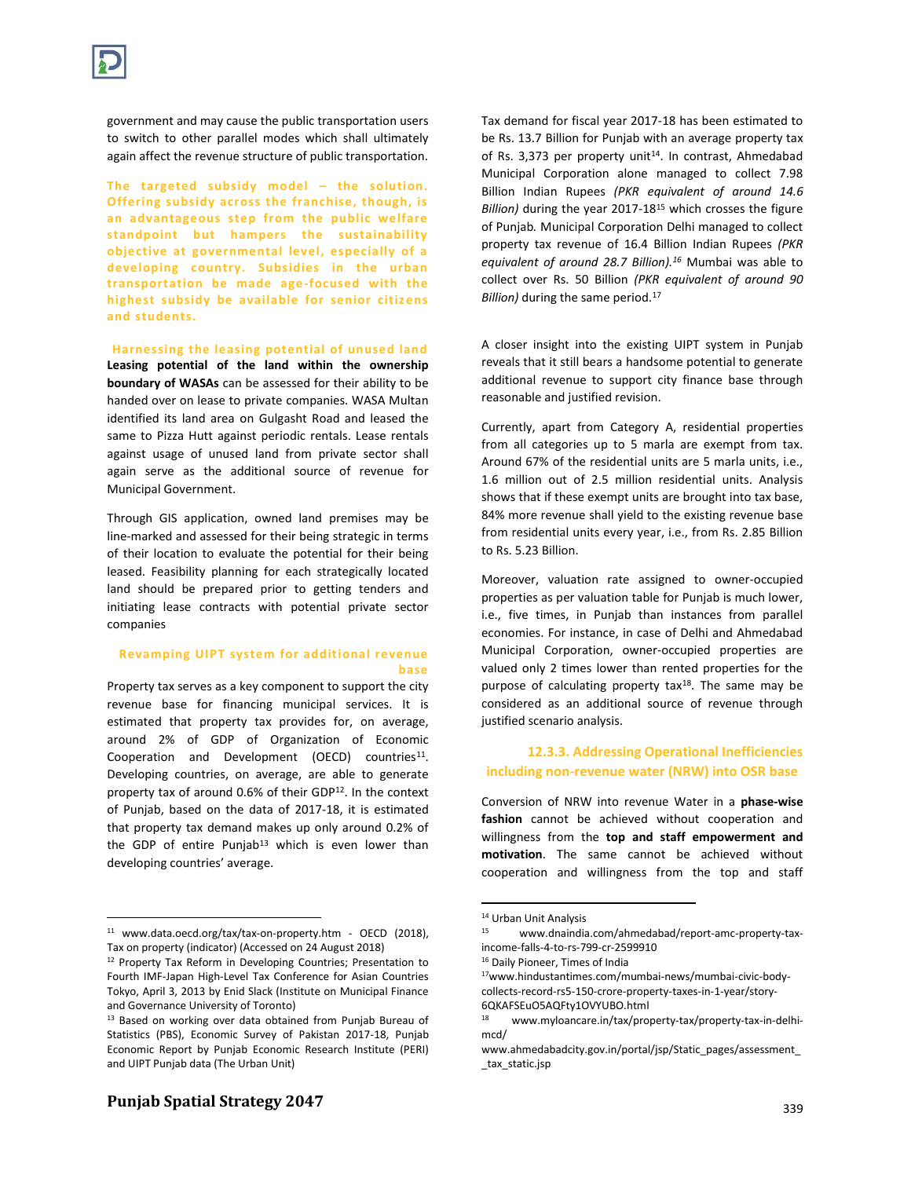government and may cause the public transportation users to switch to other parallel modes which shall ultimately again affect the revenue structure of public transportation.

**The targeted subsidy model – the solution. Offering subsidy across the franchise, though, is an advantageous step from the public welfare standpoint but hampers the sustainability objective at governmental level, especially of a developing country. Subsidies in the urban transportation be made age-focused with the highest subsidy be available for senior citizens and students.**

**Harnessing the leasing potential of unused land**

**Leasing potential of the land within the ownership boundary of WASAs** can be assessed for their ability to be handed over on lease to private companies. WASA Multan identified its land area on Gulgasht Road and leased the same to Pizza Hutt against periodic rentals. Lease rentals against usage of unused land from private sector shall again serve as the additional source of revenue for Municipal Government.

Through GIS application, owned land premises may be line-marked and assessed for their being strategic in terms of their location to evaluate the potential for their being leased. Feasibility planning for each strategically located land should be prepared prior to getting tenders and initiating lease contracts with potential private sector companies

**Revamping UIPT system for additional revenue base**

Property tax serves as a key component to support the city revenue base for financing municipal services. It is estimated that property tax provides for, on average, around 2% of GDP of Organization of Economic Cooperation and Development (OECD) countries[11]. Developing countries, on average, are able to generate property tax of around 0.6% of their GDP[12]. In the context of Punjab, based on the data of 2017-18, it is estimated that property tax demand makes up only around 0.2% of the GDP of entire Punjab[13] which is even lower than developing countries' average.

Tax demand for fiscal year 2017-18 has been estimated to be Rs. 13.7 Billion for Punjab with an average property tax of Rs. 3,373 per property unit[14]. In contrast, Ahmedabad Municipal Corporation alone managed to collect 7.98 Billion Indian Rupees *(PKR equivalent of around 14.6 Billion)* during the year 2017-18[15] which crosses the figure of Punjab. Municipal Corporation Delhi managed to collect property tax revenue of 16.4 Billion Indian Rupees *(PKR equivalent of around 28.7 Billion).*[16] Mumbai was able to collect over Rs. 50 Billion *(PKR equivalent of around 90 Billion)* during the same period.[17]

A closer insight into the existing UIPT system in Punjab reveals that it still bears a handsome potential to generate additional revenue to support city finance base through reasonable and justified revision.

Currently, apart from Category A, residential properties from all categories up to 5 marla are exempt from tax. Around 67% of the residential units are 5 marla units, i.e., 1.6 million out of 2.5 million residential units. Analysis shows that if these exempt units are brought into tax base, 84% more revenue shall yield to the existing revenue base from residential units every year, i.e., from Rs. 2.85 Billion to Rs. 5.23 Billion.

Moreover, valuation rate assigned to owner-occupied properties as per valuation table for Punjab is much lower, i.e., five times, in Punjab than instances from parallel economies. For instance, in case of Delhi and Ahmedabad Municipal Corporation, owner-occupied properties are valued only 2 times lower than rented properties for the purpose of calculating property tax[18]. The same may be considered as an additional source of revenue through justified scenario analysis.

### 12.3.3. Addressing Operational Inefficiencies including non-revenue water (NRW) into OSR base

Conversion of NRW into revenue Water in a **phase-wise fashion** cannot be achieved without cooperation and willingness from the **top and staff empowerment and motivation**. The same cannot be achieved without cooperation and willingness from the top and staff

---

[11] www.data.oecd.org/tax/tax-on-property.htm - OECD (2018), Tax on property (indicator) (Accessed on 24 August 2018)

[12] Property Tax Reform in Developing Countries; Presentation to Fourth IMF-Japan High-Level Tax Conference for Asian Countries Tokyo, April 3, 2013 by Enid Slack (Institute on Municipal Finance and Governance University of Toronto)

[13] Based on working over data obtained from Punjab Bureau of Statistics (PBS), Economic Survey of Pakistan 2017-18, Punjab Economic Report by Punjab Economic Research Institute (PERI) and UIPT Punjab data (The Urban Unit)

[14] Urban Unit Analysis

[15] www.dnaindia.com/ahmedabad/report-amc-property-tax-income-falls-4-to-rs-799-cr-2599910

[16] Daily Pioneer, Times of India

[17] www.hindustantimes.com/mumbai-news/mumbai-civic-body-collects-record-rs5-150-crore-property-taxes-in-1-year/story-6QKAFSEuO5AQFty1OVYUBO.html

[18] www.myloancare.in/tax/property-tax/property-tax-in-delhi-mcd/
www.ahmedabadcity.gov.in/portal/jsp/Static_pages/assessment__tax_static.jsp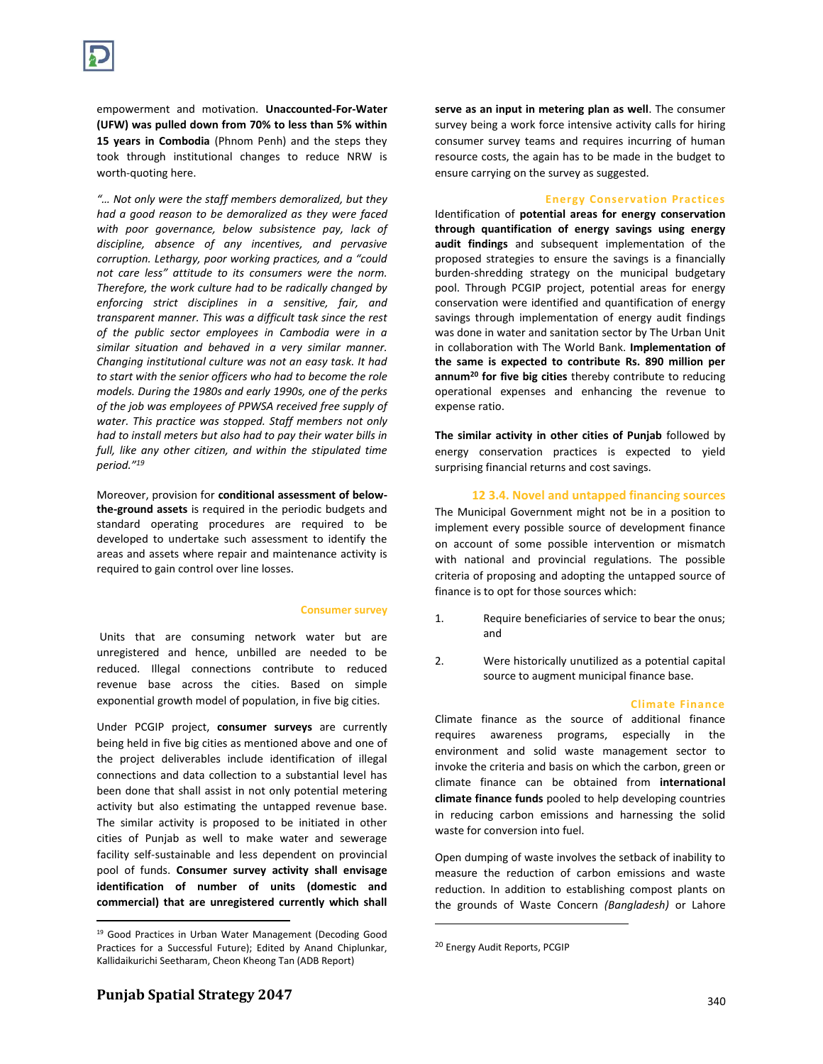empowerment and motivation. **Unaccounted-For-Water (UFW) was pulled down from 70% to less than 5% within 15 years in Combodia** (Phnom Penh) and the steps they took through institutional changes to reduce NRW is worth-quoting here.

*"… Not only were the staff members demoralized, but they had a good reason to be demoralized as they were faced with poor governance, below subsistence pay, lack of discipline, absence of any incentives, and pervasive corruption. Lethargy, poor working practices, and a "could not care less" attitude to its consumers were the norm. Therefore, the work culture had to be radically changed by enforcing strict disciplines in a sensitive, fair, and transparent manner. This was a difficult task since the rest of the public sector employees in Cambodia were in a similar situation and behaved in a very similar manner. Changing institutional culture was not an easy task. It had to start with the senior officers who had to become the role models. During the 1980s and early 1990s, one of the perks of the job was employees of PPWSA received free supply of water. This practice was stopped. Staff members not only had to install meters but also had to pay their water bills in full, like any other citizen, and within the stipulated time period."*[19]

Moreover, provision for **conditional assessment of below-the-ground assets** is required in the periodic budgets and standard operating procedures are required to be developed to undertake such assessment to identify the areas and assets where repair and maintenance activity is required to gain control over line losses.

#### Consumer survey

Units that are consuming network water but are unregistered and hence, unbilled are needed to be reduced. Illegal connections contribute to reduced revenue base across the cities. Based on simple exponential growth model of population, in five big cities.

Under PCGIP project, **consumer surveys** are currently being held in five big cities as mentioned above and one of the project deliverables include identification of illegal connections and data collection to a substantial level has been done that shall assist in not only potential metering activity but also estimating the untapped revenue base. The similar activity is proposed to be initiated in other cities of Punjab as well to make water and sewerage facility self-sustainable and less dependent on provincial pool of funds. **Consumer survey activity shall envisage identification of number of units (domestic and commercial) that are unregistered currently which shall serve as an input in metering plan as well**. The consumer survey being a work force intensive activity calls for hiring consumer survey teams and requires incurring of human resource costs, the again has to be made in the budget to ensure carrying on the survey as suggested.

#### Energy Conservation Practices

Identification of **potential areas for energy conservation through quantification of energy savings using energy audit findings** and subsequent implementation of the proposed strategies to ensure the savings is a financially burden-shredding strategy on the municipal budgetary pool. Through PCGIP project, potential areas for energy conservation were identified and quantification of energy savings through implementation of energy audit findings was done in water and sanitation sector by The Urban Unit in collaboration with The World Bank. **Implementation of the same is expected to contribute Rs. 890 million per annum**[20] **for five big cities** thereby contribute to reducing operational expenses and enhancing the revenue to expense ratio.

**The similar activity in other cities of Punjab** followed by energy conservation practices is expected to yield surprising financial returns and cost savings.

### 12 3.4. Novel and untapped financing sources

The Municipal Government might not be in a position to implement every possible source of development finance on account of some possible intervention or mismatch with national and provincial regulations. The possible criteria of proposing and adopting the untapped source of finance is to opt for those sources which:

1. Require beneficiaries of service to bear the onus; and
2. Were historically unutilized as a potential capital source to augment municipal finance base.

#### Climate Finance

Climate finance as the source of additional finance requires awareness programs, especially in the environment and solid waste management sector to invoke the criteria and basis on which the carbon, green or climate finance can be obtained from **international climate finance funds** pooled to help developing countries in reducing carbon emissions and harnessing the solid waste for conversion into fuel.

Open dumping of waste involves the setback of inability to measure the reduction of carbon emissions and waste reduction. In addition to establishing compost plants on the grounds of Waste Concern *(Bangladesh)* or Lahore

---

[19] Good Practices in Urban Water Management (Decoding Good Practices for a Successful Future); Edited by Anand Chiplunkar, Kallidaikurichi Seetharam, Cheon Kheong Tan (ADB Report)

[20] Energy Audit Reports, PCGIP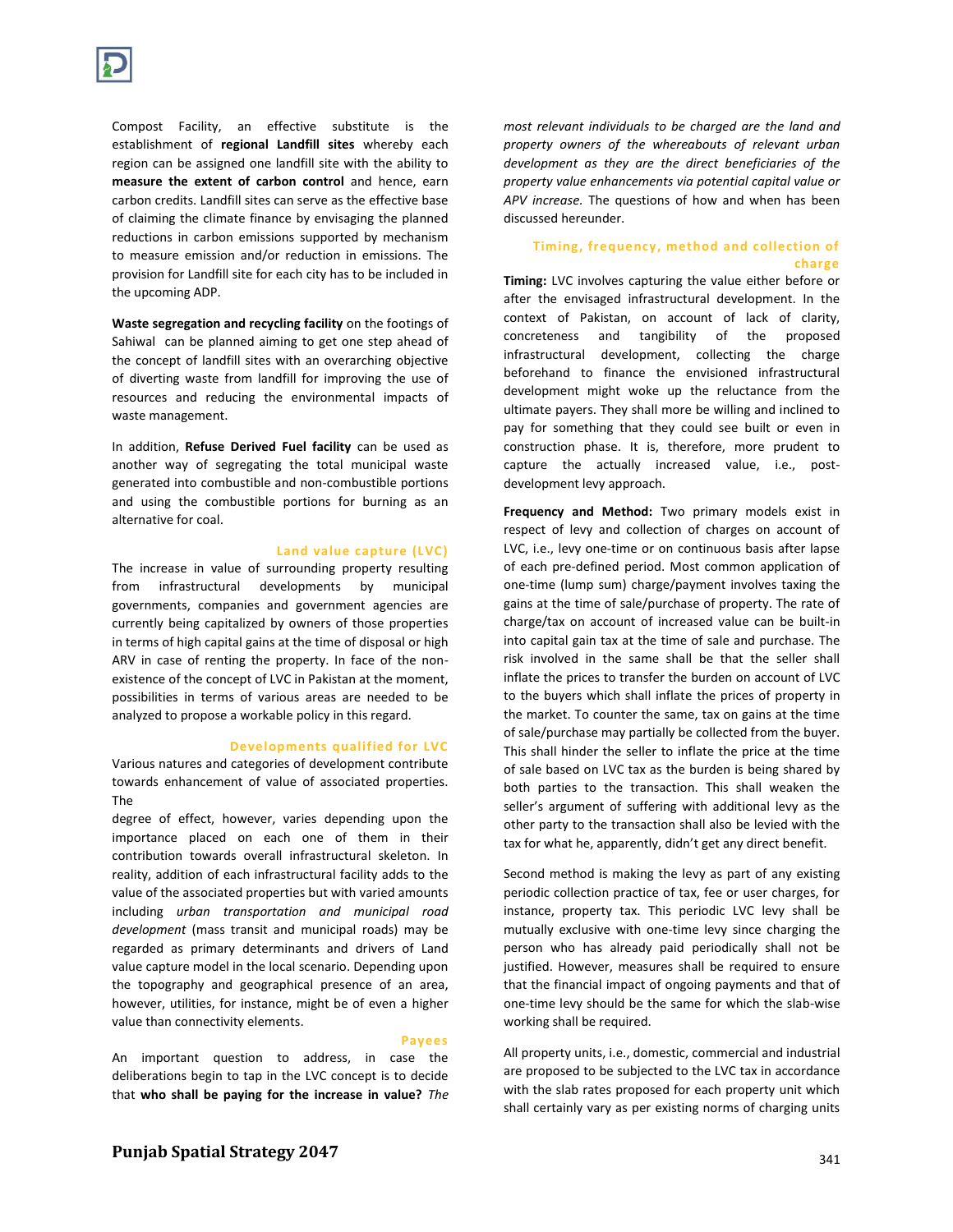Compost Facility, an effective substitute is the establishment of **regional Landfill sites** whereby each region can be assigned one landfill site with the ability to **measure the extent of carbon control** and hence, earn carbon credits. Landfill sites can serve as the effective base of claiming the climate finance by envisaging the planned reductions in carbon emissions supported by mechanism to measure emission and/or reduction in emissions. The provision for Landfill site for each city has to be included in the upcoming ADP.

**Waste segregation and recycling facility** on the footings of Sahiwal can be planned aiming to get one step ahead of the concept of landfill sites with an overarching objective of diverting waste from landfill for improving the use of resources and reducing the environmental impacts of waste management.

In addition, **Refuse Derived Fuel facility** can be used as another way of segregating the total municipal waste generated into combustible and non-combustible portions and using the combustible portions for burning as an alternative for coal.

### Land value capture (LVC)

The increase in value of surrounding property resulting from infrastructural developments by municipal governments, companies and government agencies are currently being capitalized by owners of those properties in terms of high capital gains at the time of disposal or high ARV in case of renting the property. In face of the non-existence of the concept of LVC in Pakistan at the moment, possibilities in terms of various areas are needed to be analyzed to propose a workable policy in this regard.

### Developments qualified for LVC

Various natures and categories of development contribute towards enhancement of value of associated properties. The degree of effect, however, varies depending upon the importance placed on each one of them in their contribution towards overall infrastructural skeleton. In reality, addition of each infrastructural facility adds to the value of the associated properties but with varied amounts including *urban transportation and municipal road development* (mass transit and municipal roads) may be regarded as primary determinants and drivers of Land value capture model in the local scenario. Depending upon the topography and geographical presence of an area, however, utilities, for instance, might be of even a higher value than connectivity elements.

### Payees

An important question to address, in case the deliberations begin to tap in the LVC concept is to decide that **who shall be paying for the increase in value?** *The most relevant individuals to be charged are the land and property owners of the whereabouts of relevant urban development as they are the direct beneficiaries of the property value enhancements via potential capital value or APV increase.* The questions of how and when has been discussed hereunder.

### Timing, frequency, method and collection of charge

**Timing:** LVC involves capturing the value either before or after the envisaged infrastructural development. In the context of Pakistan, on account of lack of clarity, concreteness and tangibility of the proposed infrastructural development, collecting the charge beforehand to finance the envisioned infrastructural development might woke up the reluctance from the ultimate payers. They shall more be willing and inclined to pay for something that they could see built or even in construction phase. It is, therefore, more prudent to capture the actually increased value, i.e., post-development levy approach.

**Frequency and Method:** Two primary models exist in respect of levy and collection of charges on account of LVC, i.e., levy one-time or on continuous basis after lapse of each pre-defined period. Most common application of one-time (lump sum) charge/payment involves taxing the gains at the time of sale/purchase of property. The rate of charge/tax on account of increased value can be built-in into capital gain tax at the time of sale and purchase. The risk involved in the same shall be that the seller shall inflate the prices to transfer the burden on account of LVC to the buyers which shall inflate the prices of property in the market. To counter the same, tax on gains at the time of sale/purchase may partially be collected from the buyer. This shall hinder the seller to inflate the price at the time of sale based on LVC tax as the burden is being shared by both parties to the transaction. This shall weaken the seller's argument of suffering with additional levy as the other party to the transaction shall also be levied with the tax for what he, apparently, didn't get any direct benefit.

Second method is making the levy as part of any existing periodic collection practice of tax, fee or user charges, for instance, property tax. This periodic LVC levy shall be mutually exclusive with one-time levy since charging the person who has already paid periodically shall not be justified. However, measures shall be required to ensure that the financial impact of ongoing payments and that of one-time levy should be the same for which the slab-wise working shall be required.

All property units, i.e., domestic, commercial and industrial are proposed to be subjected to the LVC tax in accordance with the slab rates proposed for each property unit which shall certainly vary as per existing norms of charging units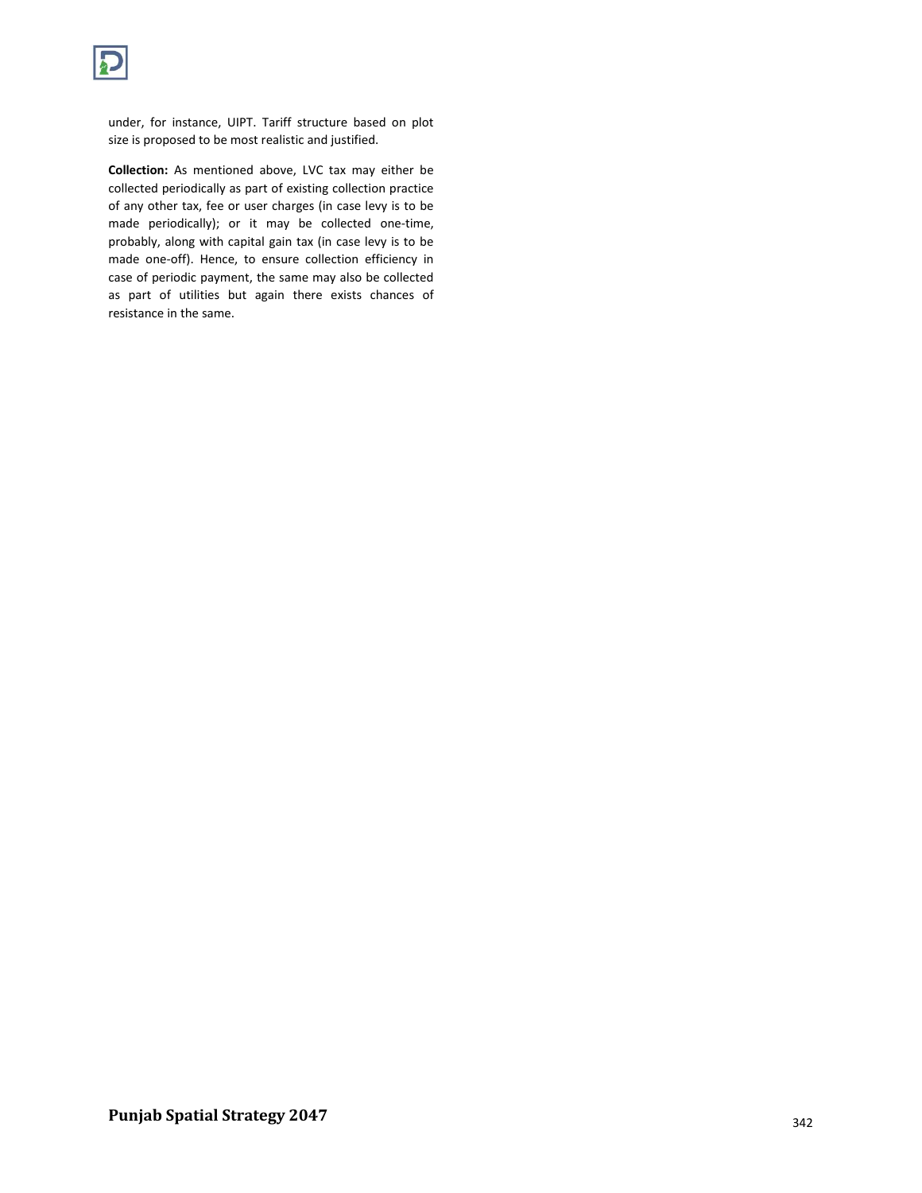under, for instance, UIPT. Tariff structure based on plot size is proposed to be most realistic and justified.

**Collection:** As mentioned above, LVC tax may either be collected periodically as part of existing collection practice of any other tax, fee or user charges (in case levy is to be made periodically); or it may be collected one-time, probably, along with capital gain tax (in case levy is to be made one-off). Hence, to ensure collection efficiency in case of periodic payment, the same may also be collected as part of utilities but again there exists chances of resistance in the same.